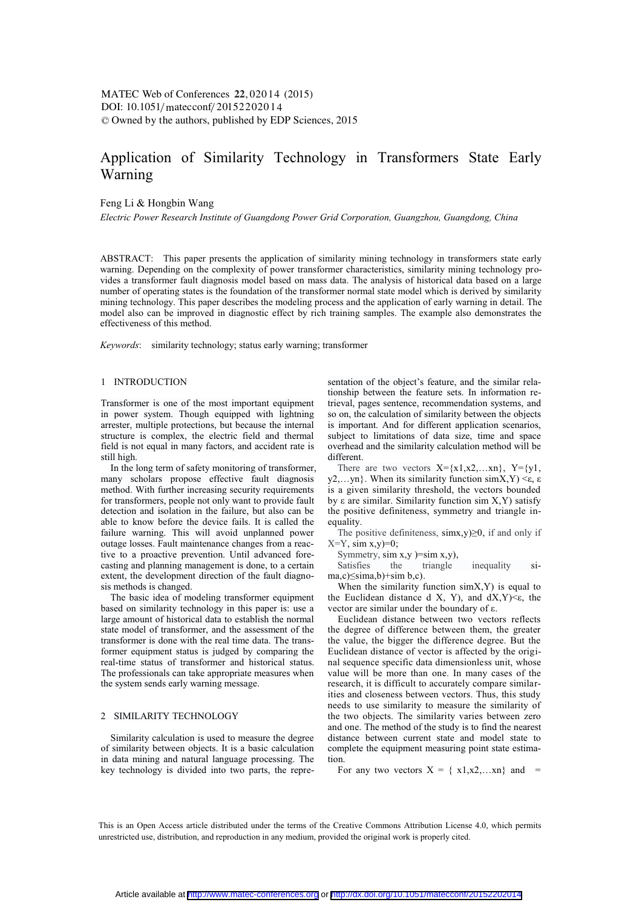# Application of Similarity Technology in Transformers State Early Warning

Feng Li & Hongbin Wang

*Electric Power Research Institute of Guangdong Power Grid Corporation, Guangzhou, Guangdong, China*

ABSTRACT: This paper presents the application of similarity mining technology in transformers state early warning. Depending on the complexity of power transformer characteristics, similarity mining technology provides a transformer fault diagnosis model based on mass data. The analysis of historical data based on a large number of operating states is the foundation of the transformer normal state model which is derived by similarity mining technology. This paper describes the modeling process and the application of early warning in detail. The model also can be improved in diagnostic effect by rich training samples. The example also demonstrates the effectiveness of this method.

*Keywords*: similarity technology; status early warning; transformer

## 1 INTRODUCTION

Transformer is one of the most important equipment in power system. Though equipped with lightning arrester, multiple protections, but because the internal structure is complex, the electric field and thermal field is not equal in many factors, and accident rate is still high.

In the long term of safety monitoring of transformer, many scholars propose effective fault diagnosis method. With further increasing security requirements for transformers, people not only want to provide fault detection and isolation in the failure, but also can be able to know before the device fails. It is called the failure warning. This will avoid unplanned power outage losses. Fault maintenance changes from a reactive to a proactive prevention. Until advanced forecasting and planning management is done, to a certain extent, the development direction of the fault diagnosis methods is changed.

The basic idea of modeling transformer equipment based on similarity technology in this paper is: use a large amount of historical data to establish the normal state model of transformer, and the assessment of the transformer is done with the real time data. The transformer equipment status is judged by comparing the real-time status of transformer and historical status. The professionals can take appropriate measures when the system sends early warning message.

## 2 SIMILARITY TECHNOLOGY

Similarity calculation is used to measure the degree of similarity between objects. It is a basic calculation in data mining and natural language processing. The key technology is divided into two parts, the representation of the object's feature, and the similar relationship between the feature sets. In information retrieval, pages sentence, recommendation systems, and so on, the calculation of similarity between the objects is important. And for different application scenarios, subject to limitations of data size, time and space overhead and the similarity calculation method will be different.

There are two vectors $X=\{x1,x2,\dots xn\}$, $Y=\{y1, y2,\dots yn\}$. When its similarity function simX,Y) $<\varepsilon$, $\varepsilon$ is a given similarity threshold, the vectors bounded by $\varepsilon$ are similar. Similarity function sim X,Y) satisfy the positive definiteness, symmetry and triangle inequality.

The positive definiteness, simx,y)$\geq 0$, if and only if X=Y, sim x,y)=0;

Symmetry, sim x,y )=sim x,y),

Satisfies the triangle inequality sima,c)$\leq$sima,b)+sim b,c).

When the similarity function simX,Y) is equal to the Euclidean distance d X, Y), and dX,Y)$<\varepsilon$, the vector are similar under the boundary of $\varepsilon$.

Euclidean distance between two vectors reflects the degree of difference between them, the greater the value, the bigger the difference degree. But the Euclidean distance of vector is affected by the original sequence specific data dimensionless unit, whose value will be more than one. In many cases of the research, it is difficult to accurately compare similarities and closeness between vectors. Thus, this study needs to use similarity to measure the similarity of the two objects. The similarity varies between zero and one. The method of the study is to find the nearest distance between current state and model state to complete the equipment measuring point state estimation.

For any two vectors X = { x1,x2,…xn} and =

This is an Open Access article distributed under the terms of the Creative Commons Attribution License 4.0, which permits unrestricted use, distribution, and reproduction in any medium, provided the original work is properly cited.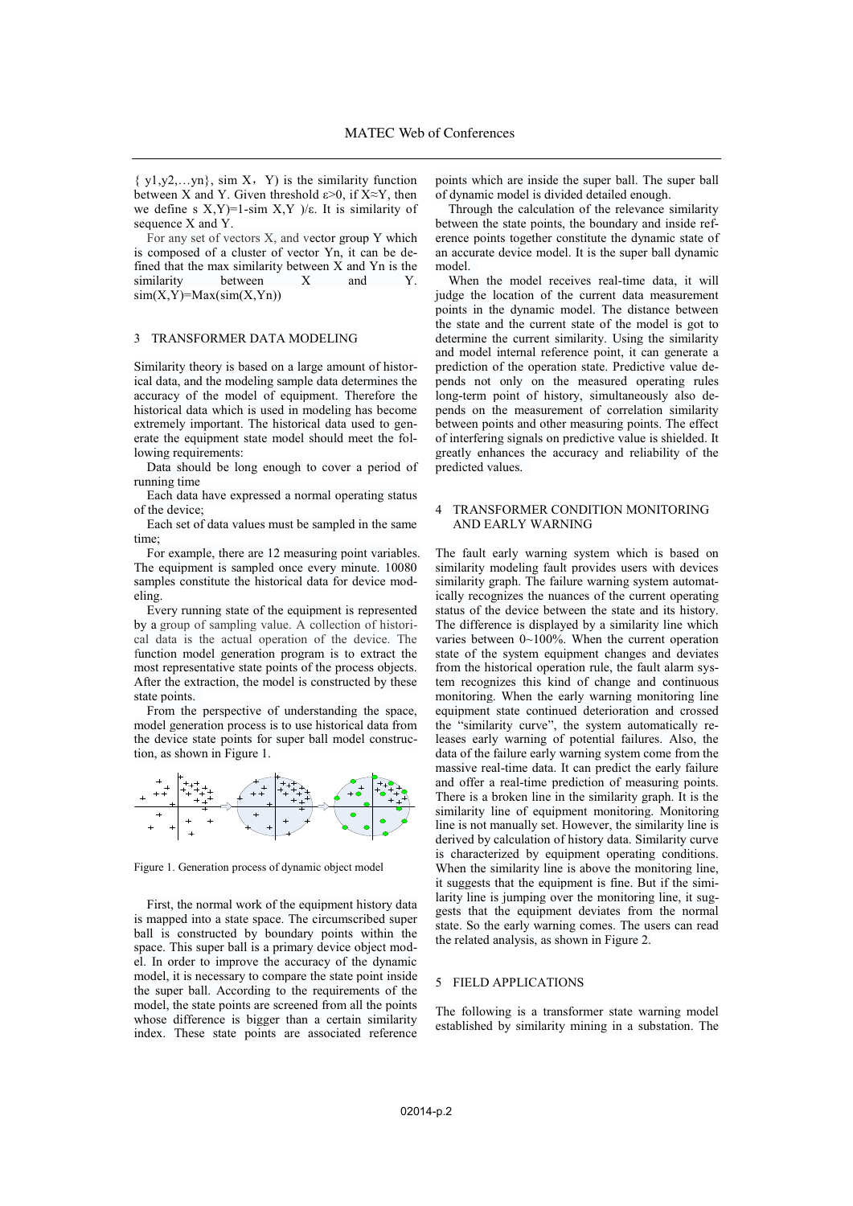{ $y1, y2, \ldots yn$}, sim X，Y) is the similarity function between X and Y. Given threshold $\varepsilon>0$, if $X\approx Y$, then we define s X,Y)=1-sim X,Y )/ε. It is similarity of sequence X and Y.

For any set of vectors X, and vector group Y which is composed of a cluster of vector Yn, it can be defined that the max similarity between X and Yn is the similarity between X and Y. sim(X,Y)=Max(sim(X,Yn))

## 3 TRANSFORMER DATA MODELING

Similarity theory is based on a large amount of historical data, and the modeling sample data determines the accuracy of the model of equipment. Therefore the historical data which is used in modeling has become extremely important. The historical data used to generate the equipment state model should meet the following requirements:

Data should be long enough to cover a period of running time

Each data have expressed a normal operating status of the device;

Each set of data values must be sampled in the same time;

For example, there are 12 measuring point variables. The equipment is sampled once every minute. 10080 samples constitute the historical data for device modeling.

Every running state of the equipment is represented by a group of sampling value. A collection of historical data is the actual operation of the device. The function model generation program is to extract the most representative state points of the process objects. After the extraction, the model is constructed by these state points.

From the perspective of understanding the space, model generation process is to use historical data from the device state points for super ball model construction, as shown in Figure 1.

Figure 1. Generation process of dynamic object model

First, the normal work of the equipment history data is mapped into a state space. The circumscribed super ball is constructed by boundary points within the space. This super ball is a primary device object model. In order to improve the accuracy of the dynamic model, it is necessary to compare the state point inside the super ball. According to the requirements of the model, the state points are screened from all the points whose difference is bigger than a certain similarity index. These state points are associated reference points which are inside the super ball. The super ball of dynamic model is divided detailed enough.

Through the calculation of the relevance similarity between the state points, the boundary and inside reference points together constitute the dynamic state of an accurate device model. It is the super ball dynamic model.

When the model receives real-time data, it will judge the location of the current data measurement points in the dynamic model. The distance between the state and the current state of the model is got to determine the current similarity. Using the similarity and model internal reference point, it can generate a prediction of the operation state. Predictive value depends not only on the measured operating rules long-term point of history, simultaneously also depends on the measurement of correlation similarity between points and other measuring points. The effect of interfering signals on predictive value is shielded. It greatly enhances the accuracy and reliability of the predicted values.

## 4 TRANSFORMER CONDITION MONITORING AND EARLY WARNING

The fault early warning system which is based on similarity modeling fault provides users with devices similarity graph. The failure warning system automatically recognizes the nuances of the current operating status of the device between the state and its history. The difference is displayed by a similarity line which varies between 0~100%. When the current operation state of the system equipment changes and deviates from the historical operation rule, the fault alarm system recognizes this kind of change and continuous monitoring. When the early warning monitoring line equipment state continued deterioration and crossed the "similarity curve", the system automatically releases early warning of potential failures. Also, the data of the failure early warning system come from the massive real-time data. It can predict the early failure and offer a real-time prediction of measuring points. There is a broken line in the similarity graph. It is the similarity line of equipment monitoring. Monitoring line is not manually set. However, the similarity line is derived by calculation of history data. Similarity curve is characterized by equipment operating conditions. When the similarity line is above the monitoring line, it suggests that the equipment is fine. But if the similarity line is jumping over the monitoring line, it suggests that the equipment deviates from the normal state. So the early warning comes. The users can read the related analysis, as shown in Figure 2.

## 5 FIELD APPLICATIONS

The following is a transformer state warning model established by similarity mining in a substation. The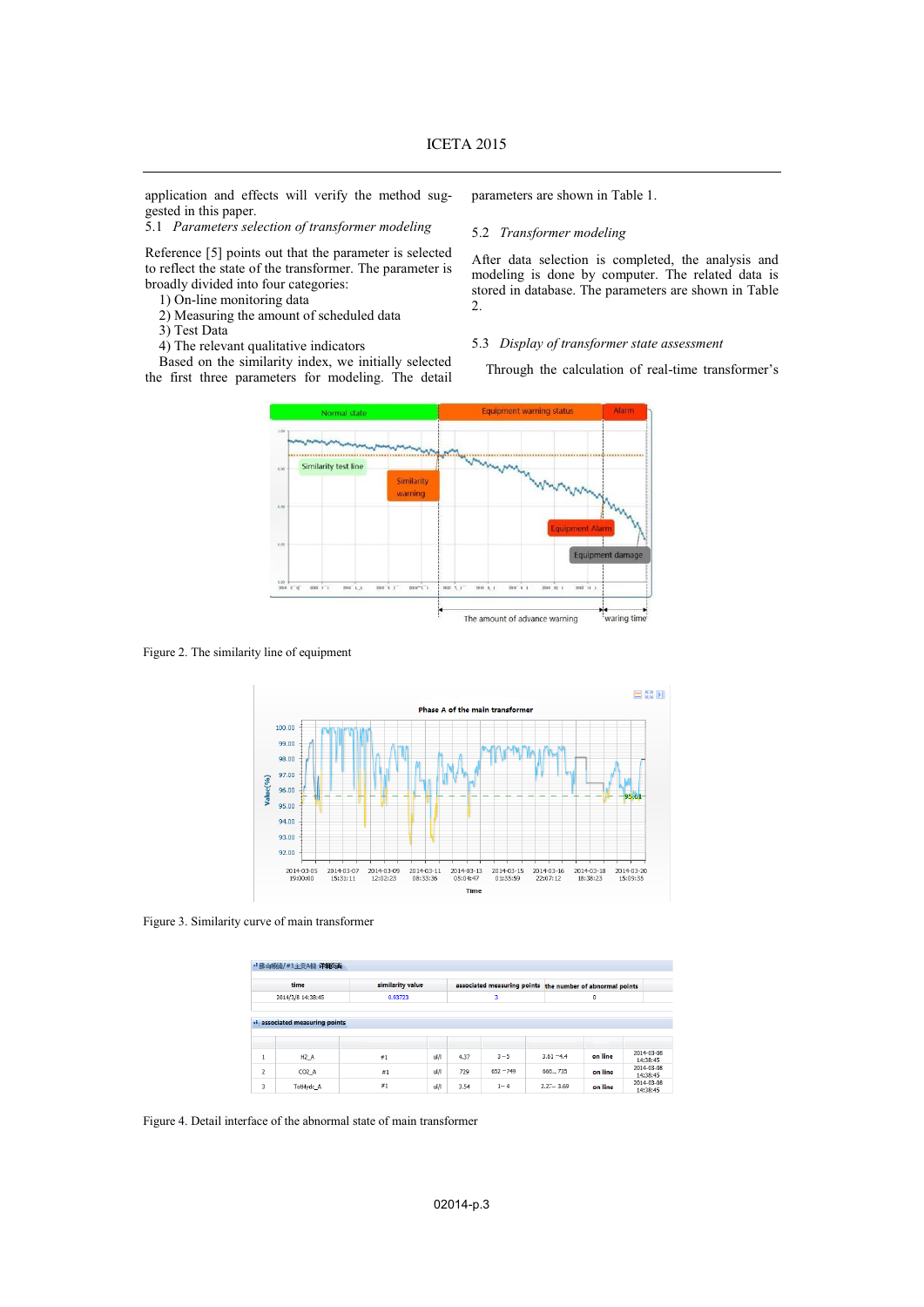application and effects will verify the method suggested in this paper.

### 5.1 *Parameters selection of transformer modeling*

Reference [5] points out that the parameter is selected to reflect the state of the transformer. The parameter is broadly divided into four categories:

1) On-line monitoring data
2) Measuring the amount of scheduled data
3) Test Data
4) The relevant qualitative indicators

Based on the similarity index, we initially selected the first three parameters for modeling. The detail parameters are shown in Table 1.

### 5.2 *Transformer modeling*

After data selection is completed, the analysis and modeling is done by computer. The related data is stored in database. The parameters are shown in Table 2.

### 5.3 *Display of transformer state assessment*

Through the calculation of real-time transformer's

Figure 2. The similarity line of equipment

Figure 3. Similarity curve of main transformer

Figure 4. Detail interface of the abnormal state of main transformer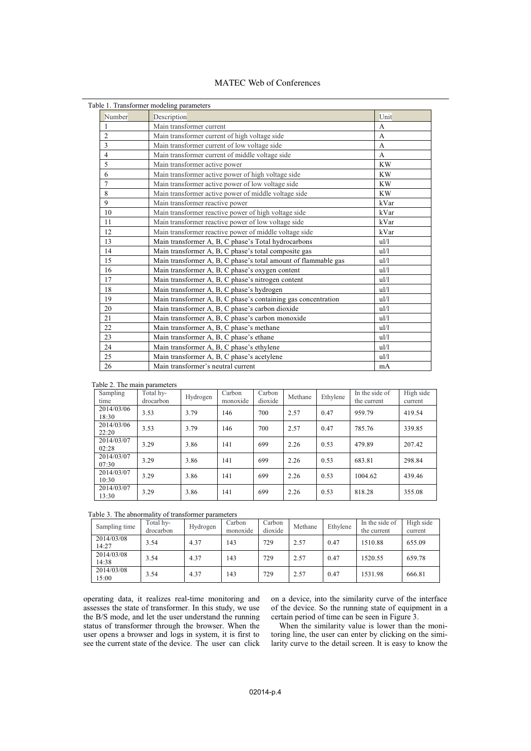Table 1. Transformer modeling parameters

| Number | Description | Unit |
|---|---|---|
| 1 | Main transformer current | A |
| 2 | Main transformer current of high voltage side | A |
| 3 | Main transformer current of low voltage side | A |
| 4 | Main transformer current of middle voltage side | A |
| 5 | Main transformer active power | KW |
| 6 | Main transformer active power of high voltage side | KW |
| 7 | Main transformer active power of low voltage side | KW |
| 8 | Main transformer active power of middle voltage side | KW |
| 9 | Main transformer reactive power | kVar |
| 10 | Main transformer reactive power of high voltage side | kVar |
| 11 | Main transformer reactive power of low voltage side | kVar |
| 12 | Main transformer reactive power of middle voltage side | kVar |
| 13 | Main transformer A, B, C phase's Total hydrocarbons | ul/l |
| 14 | Main transformer A, B, C phase's total composite gas | ul/l |
| 15 | Main transformer A, B, C phase's total amount of flammable gas | ul/l |
| 16 | Main transformer A, B, C phase's oxygen content | ul/l |
| 17 | Main transformer A, B, C phase's nitrogen content | ul/l |
| 18 | Main transformer A, B, C phase's hydrogen | ul/l |
| 19 | Main transformer A, B, C phase's containing gas concentration | ul/l |
| 20 | Main transformer A, B, C phase's carbon dioxide | ul/l |
| 21 | Main transformer A, B, C phase's carbon monoxide | ul/l |
| 22 | Main transformer A, B, C phase's methane | ul/l |
| 23 | Main transformer A, B, C phase's ethane | ul/l |
| 24 | Main transformer A, B, C phase's ethylene | ul/l |
| 25 | Main transformer A, B, C phase's acetylene | ul/l |
| 26 | Main transformer's neutral current | mA |

Table 2. The main parameters

| Sampling time | Total hydrocarbon | Hydrogen | Carbon monoxide | Carbon dioxide | Methane | Ethylene | In the side of the current | High side current |
|---|---|---|---|---|---|---|---|---|
| 2014/03/06 18:30 | 3.53 | 3.79 | 146 | 700 | 2.57 | 0.47 | 959.79 | 419.54 |
| 2014/03/06 22:20 | 3.53 | 3.79 | 146 | 700 | 2.57 | 0.47 | 785.76 | 339.85 |
| 2014/03/07 02:28 | 3.29 | 3.86 | 141 | 699 | 2.26 | 0.53 | 479.89 | 207.42 |
| 2014/03/07 07:30 | 3.29 | 3.86 | 141 | 699 | 2.26 | 0.53 | 683.81 | 298.84 |
| 2014/03/07 10:30 | 3.29 | 3.86 | 141 | 699 | 2.26 | 0.53 | 1004.62 | 439.46 |
| 2014/03/07 13:30 | 3.29 | 3.86 | 141 | 699 | 2.26 | 0.53 | 818.28 | 355.08 |

Table 3. The abnormality of transformer parameters

| Sampling time | Total hydrocarbon | Hydrogen | Carbon monoxide | Carbon dioxide | Methane | Ethylene | In the side of the current | High side current |
|---|---|---|---|---|---|---|---|---|
| 2014/03/08 14:27 | 3.54 | 4.37 | 143 | 729 | 2.57 | 0.47 | 1510.88 | 655.09 |
| 2014/03/08 14:38 | 3.54 | 4.37 | 143 | 729 | 2.57 | 0.47 | 1520.55 | 659.78 |
| 2014/03/08 15:00 | 3.54 | 4.37 | 143 | 729 | 2.57 | 0.47 | 1531.98 | 666.81 |

operating data, it realizes real-time monitoring and assesses the state of transformer. In this study, we use the B/S mode, and let the user understand the running status of transformer through the browser. When the user opens a browser and logs in system, it is first to see the current state of the device. The user can click on a device, into the similarity curve of the interface of the device. So the running state of equipment in a certain period of time can be seen in Figure 3.

When the similarity value is lower than the monitoring line, the user can enter by clicking on the similarity curve to the detail screen. It is easy to know the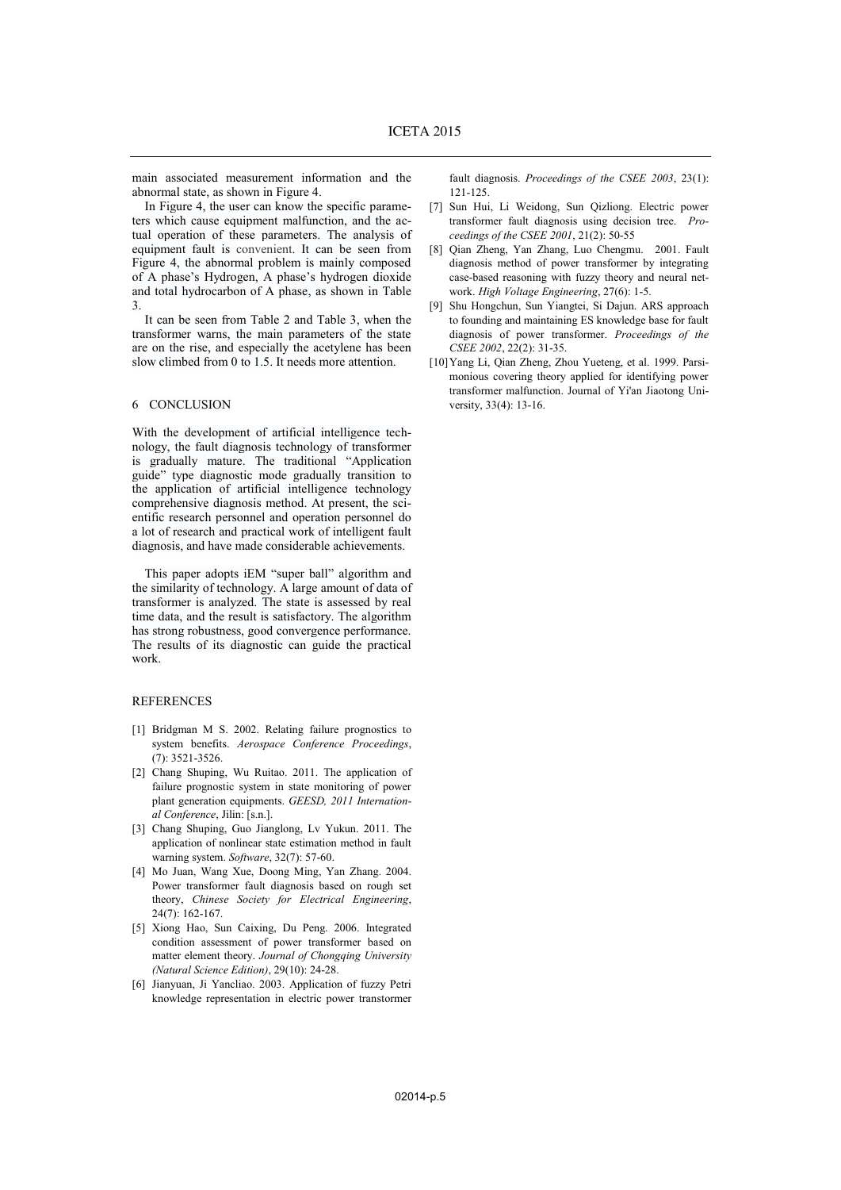main associated measurement information and the abnormal state, as shown in Figure 4.

In Figure 4, the user can know the specific parameters which cause equipment malfunction, and the actual operation of these parameters. The analysis of equipment fault is convenient. It can be seen from Figure 4, the abnormal problem is mainly composed of A phase's Hydrogen, A phase's hydrogen dioxide and total hydrocarbon of A phase, as shown in Table 3.

It can be seen from Table 2 and Table 3, when the transformer warns, the main parameters of the state are on the rise, and especially the acetylene has been slow climbed from 0 to 1.5. It needs more attention.

## 6 CONCLUSION

With the development of artificial intelligence technology, the fault diagnosis technology of transformer is gradually mature. The traditional "Application guide" type diagnostic mode gradually transition to the application of artificial intelligence technology comprehensive diagnosis method. At present, the scientific research personnel and operation personnel do a lot of research and practical work of intelligent fault diagnosis, and have made considerable achievements.

This paper adopts iEM "super ball" algorithm and the similarity of technology. A large amount of data of transformer is analyzed. The state is assessed by real time data, and the result is satisfactory. The algorithm has strong robustness, good convergence performance. The results of its diagnostic can guide the practical work.

## REFERENCES

[1] Bridgman M S. 2002. Relating failure prognostics to system benefits. *Aerospace Conference Proceedings*, (7): 3521-3526.

[2] Chang Shuping, Wu Ruitao. 2011. The application of failure prognostic system in state monitoring of power plant generation equipments. *GEESD, 2011 International Conference*, Jilin: [s.n.].

[3] Chang Shuping, Guo Jianglong, Lv Yukun. 2011. The application of nonlinear state estimation method in fault warning system. *Software*, 32(7): 57-60.

[4] Mo Juan, Wang Xue, Doong Ming, Yan Zhang. 2004. Power transformer fault diagnosis based on rough set theory, *Chinese Society for Electrical Engineering*, 24(7): 162-167.

[5] Xiong Hao, Sun Caixing, Du Peng. 2006. Integrated condition assessment of power transformer based on matter element theory. *Journal of Chongqing University (Natural Science Edition)*, 29(10): 24-28.

[6] Jianyuan, Ji Yancliao. 2003. Application of fuzzy Petri knowledge representation in electric power transtormer fault diagnosis. *Proceedings of the CSEE 2003*, 23(1): 121-125.

[7] Sun Hui, Li Weidong, Sun Qizliong. Electric power transformer fault diagnosis using decision tree. *Proceedings of the CSEE 2001*, 21(2): 50-55

[8] Qian Zheng, Yan Zhang, Luo Chengmu. 2001. Fault diagnosis method of power transformer by integrating case-based reasoning with fuzzy theory and neural network. *High Voltage Engineering*, 27(6): 1-5.

[9] Shu Hongchun, Sun Yiangtei, Si Dajun. ARS approach to founding and maintaining ES knowledge base for fault diagnosis of power transformer. *Proceedings of the CSEE 2002*, 22(2): 31-35.

[10] Yang Li, Qian Zheng, Zhou Yueteng, et al. 1999. Parsimonious covering theory applied for identifying power transformer malfunction. Journal of Yi'an Jiaotong University, 33(4): 13-16.